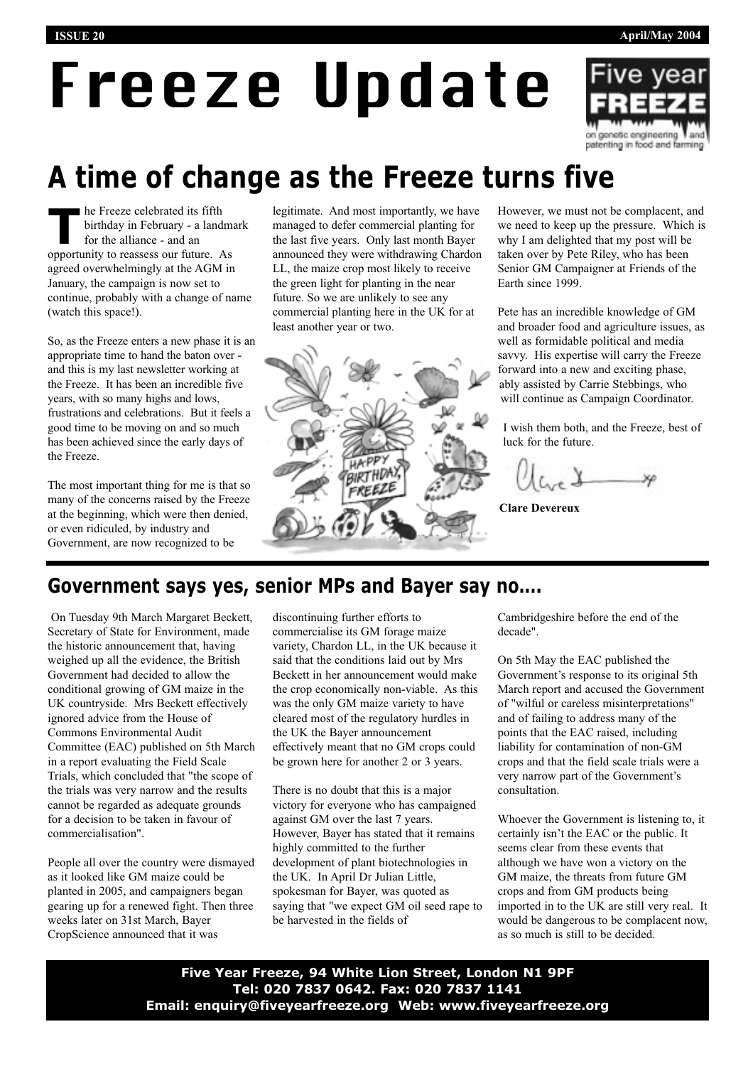# Freeze Update

ISSUE 20 — April/May 2004

## A time of change as the Freeze turns five

The Freeze celebrated its fifth birthday in February - a landmark for the alliance - and an opportunity to reassess our future. As agreed overwhelmingly at the AGM in January, the campaign is now set to continue, probably with a change of name (watch this space!).

So, as the Freeze enters a new phase it is an appropriate time to hand the baton over - and this is my last newsletter working at the Freeze. It has been an incredible five years, with so many highs and lows, frustrations and celebrations. But it feels a good time to be moving on and so much has been achieved since the early days of the Freeze.

The most important thing for me is that so many of the concerns raised by the Freeze at the beginning, which were then denied, or even ridiculed, by industry and Government, are now recognized to be legitimate. And most importantly, we have managed to defer commercial planting for the last five years. Only last month Bayer announced they were withdrawing Chardon LL, the maize crop most likely to receive the green light for planting in the near future. So we are unlikely to see any commercial planting here in the UK for at least another year or two.

However, we must not be complacent, and we need to keep up the pressure. Which is why I am delighted that my post will be taken over by Pete Riley, who has been Senior GM Campaigner at Friends of the Earth since 1999.

Pete has an incredible knowledge of GM and broader food and agriculture issues, as well as formidable political and media savvy. His expertise will carry the Freeze forward into a new and exciting phase, ably assisted by Carrie Stebbings, who will continue as Campaign Coordinator.

I wish them both, and the Freeze, best of luck for the future.

**Clare Devereux**

## Government says yes, senior MPs and Bayer say no....

On Tuesday 9th March Margaret Beckett, Secretary of State for Environment, made the historic announcement that, having weighed up all the evidence, the British Government had decided to allow the conditional growing of GM maize in the UK countryside. Mrs Beckett effectively ignored advice from the House of Commons Environmental Audit Committee (EAC) published on 5th March in a report evaluating the Field Scale Trials, which concluded that "the scope of the trials was very narrow and the results cannot be regarded as adequate grounds for a decision to be taken in favour of commercialisation".

People all over the country were dismayed as it looked like GM maize could be planted in 2005, and campaigners began gearing up for a renewed fight. Then three weeks later on 31st March, Bayer CropScience announced that it was discontinuing further efforts to commercialise its GM forage maize variety, Chardon LL, in the UK because it said that the conditions laid out by Mrs Beckett in her announcement would make the crop economically non-viable. As this was the only GM maize variety to have cleared most of the regulatory hurdles in the UK the Bayer announcement effectively meant that no GM crops could be grown here for another 2 or 3 years.

There is no doubt that this is a major victory for everyone who has campaigned against GM over the last 7 years. However, Bayer has stated that it remains highly committed to the further development of plant biotechnologies in the UK. In April Dr Julian Little, spokesman for Bayer, was quoted as saying that "we expect GM oil seed rape to be harvested in the fields of Cambridgeshire before the end of the decade".

On 5th May the EAC published the Government's response to its original 5th March report and accused the Government of "wilful or careless misinterpretations" and of failing to address many of the points that the EAC raised, including liability for contamination of non-GM crops and that the field scale trials were a very narrow part of the Government's consultation.

Whoever the Government is listening to, it certainly isn't the EAC or the public. It seems clear from these events that although we have won a victory on the GM maize, the threats from future GM crops and from GM products being imported in to the UK are still very real. It would be dangerous to be complacent now, as so much is still to be decided.

**Five Year Freeze, 94 White Lion Street, London N1 9PF**
**Tel: 020 7837 0642. Fax: 020 7837 1141**
**Email: enquiry@fiveyearfreeze.org Web: www.fiveyearfreeze.org**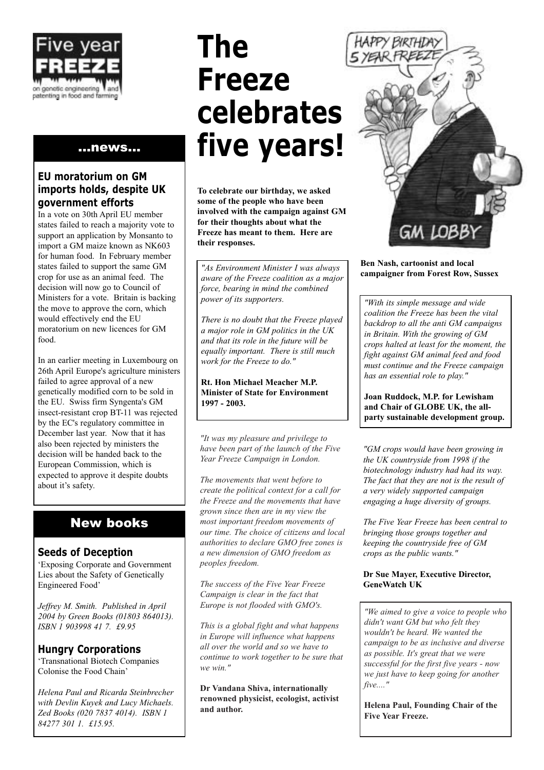Five year FREEZE on genetic engineering and patenting in food and farming

# The Freeze celebrates five years!

## ...news...

### EU moratorium on GM imports holds, despite UK government efforts

In a vote on 30th April EU member states failed to reach a majority vote to support an application by Monsanto to import a GM maize known as NK603 for human food. In February member states failed to support the same GM crop for use as an animal feed. The decision will now go to Council of Ministers for a vote. Britain is backing the move to approve the corn, which would effectively end the EU moratorium on new licences for GM food.

In an earlier meeting in Luxembourg on 26th April Europe's agriculture ministers failed to agree approval of a new genetically modified corn to be sold in the EU. Swiss firm Syngenta's GM insect-resistant crop BT-11 was rejected by the EC's regulatory committee in December last year. Now that it has also been rejected by ministers the decision will be handed back to the European Commission, which is expected to approve it despite doubts about it's safety.

## New books

### Seeds of Deception

'Exposing Corporate and Government Lies about the Safety of Genetically Engineered Food'

*Jeffrey M. Smith. Published in April 2004 by Green Books (01803 864013). ISBN 1 903998 41 7. £9.95*

### Hungry Corporations

'Transnational Biotech Companies Colonise the Food Chain'

*Helena Paul and Ricarda Steinbrecher with Devlin Kuyek and Lucy Michaels. Zed Books (020 7837 4014). ISBN 1 84277 301 1. £15.95.*

**To celebrate our birthday, we asked some of the people who have been involved with the campaign against GM for their thoughts about what the Freeze has meant to them. Here are their responses.**

*"As Environment Minister I was always aware of the Freeze coalition as a major force, bearing in mind the combined power of its supporters.*

*There is no doubt that the Freeze played a major role in GM politics in the UK and that its role in the future will be equally important. There is still much work for the Freeze to do."*

**Rt. Hon Michael Meacher M.P. Minister of State for Environment 1997 - 2003.**

*"It was my pleasure and privilege to have been part of the launch of the Five Year Freeze Campaign in London.*

*The movements that went before to create the political context for a call for the Freeze and the movements that have grown since then are in my view the most important freedom movements of our time. The choice of citizens and local authorities to declare GMO free zones is a new dimension of GMO freedom as peoples freedom.*

*The success of the Five Year Freeze Campaign is clear in the fact that Europe is not flooded with GMO's.*

*This is a global fight and what happens in Europe will influence what happens all over the world and so we have to continue to work together to be sure that we win."*

**Dr Vandana Shiva, internationally renowned physicist, ecologist, activist and author.**

**Ben Nash, cartoonist and local campaigner from Forest Row, Sussex**

*"With its simple message and wide coalition the Freeze has been the vital backdrop to all the anti GM campaigns in Britain. With the growing of GM crops halted at least for the moment, the fight against GM animal feed and food must continue and the Freeze campaign has an essential role to play."*

**Joan Ruddock, M.P. for Lewisham and Chair of GLOBE UK, the all-party sustainable development group.**

*"GM crops would have been growing in the UK countryside from 1998 if the biotechnology industry had had its way. The fact that they are not is the result of a very widely supported campaign engaging a huge diversity of groups.*

*The Five Year Freeze has been central to bringing those groups together and keeping the countryside free of GM crops as the public wants."*

**Dr Sue Mayer, Executive Director, GeneWatch UK**

*"We aimed to give a voice to people who didn't want GM but who felt they wouldn't be heard. We wanted the campaign to be as inclusive and diverse as possible. It's great that we were successful for the first five years - now we just have to keep going for another five...."*

**Helena Paul, Founding Chair of the Five Year Freeze.**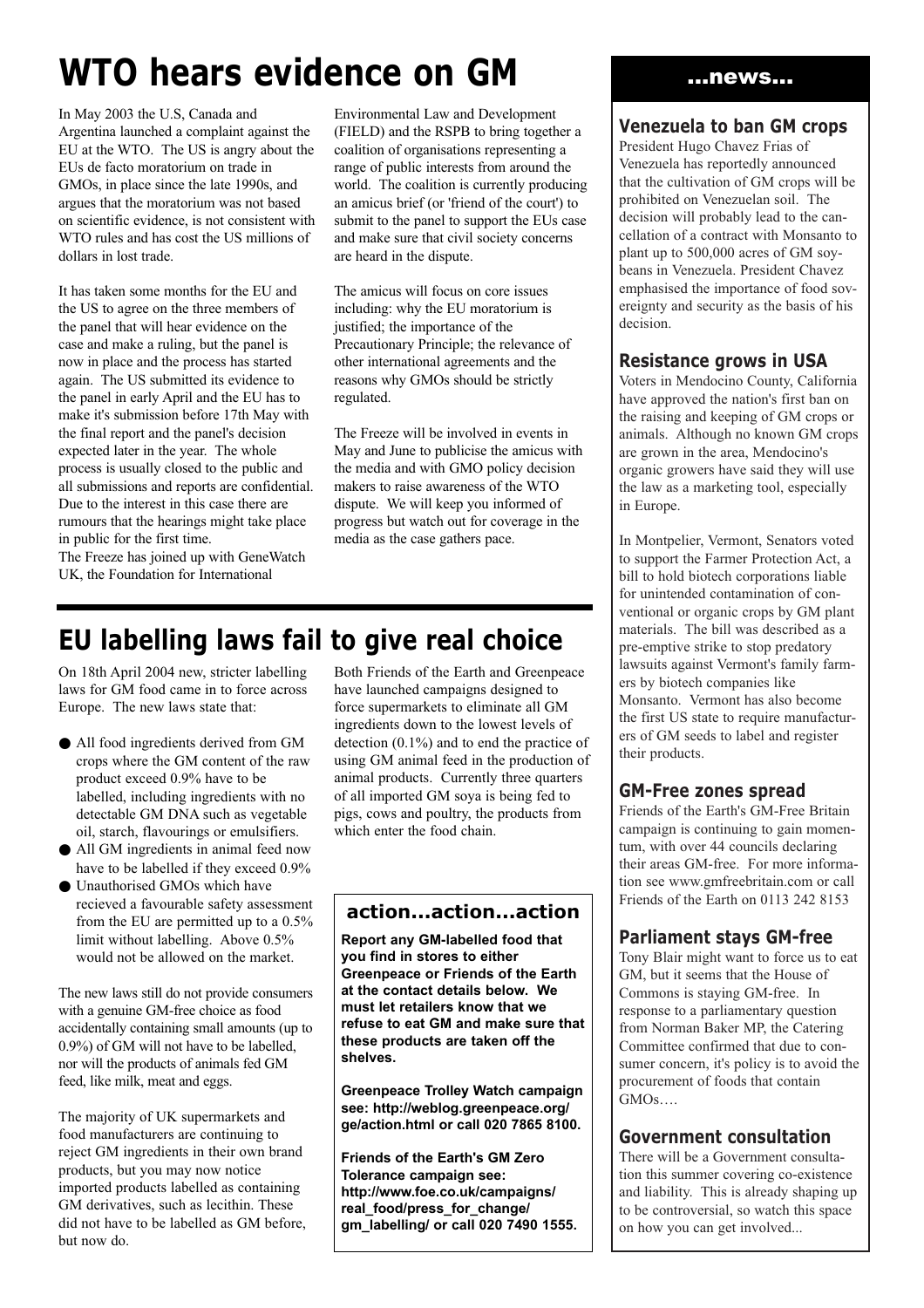# WTO hears evidence on GM

In May 2003 the U.S, Canada and Argentina launched a complaint against the EU at the WTO. The US is angry about the EUs de facto moratorium on trade in GMOs, in place since the late 1990s, and argues that the moratorium was not based on scientific evidence, is not consistent with WTO rules and has cost the US millions of dollars in lost trade.

It has taken some months for the EU and the US to agree on the three members of the panel that will hear evidence on the case and make a ruling, but the panel is now in place and the process has started again. The US submitted its evidence to the panel in early April and the EU has to make it's submission before 17th May with the final report and the panel's decision expected later in the year. The whole process is usually closed to the public and all submissions and reports are confidential. Due to the interest in this case there are rumours that the hearings might take place in public for the first time.

The Freeze has joined up with GeneWatch UK, the Foundation for International Environmental Law and Development (FIELD) and the RSPB to bring together a coalition of organisations representing a range of public interests from around the world. The coalition is currently producing an amicus brief (or 'friend of the court') to submit to the panel to support the EUs case and make sure that civil society concerns are heard in the dispute.

The amicus will focus on core issues including: why the EU moratorium is justified; the importance of the Precautionary Principle; the relevance of other international agreements and the reasons why GMOs should be strictly regulated.

The Freeze will be involved in events in May and June to publicise the amicus with the media and with GMO policy decision makers to raise awareness of the WTO dispute. We will keep you informed of progress but watch out for coverage in the media as the case gathers pace.

# EU labelling laws fail to give real choice

On 18th April 2004 new, stricter labelling laws for GM food came in to force across Europe. The new laws state that:

- All food ingredients derived from GM crops where the GM content of the raw product exceed 0.9% have to be labelled, including ingredients with no detectable GM DNA such as vegetable oil, starch, flavourings or emulsifiers.
- All GM ingredients in animal feed now have to be labelled if they exceed 0.9%
- Unauthorised GMOs which have recieved a favourable safety assessment from the EU are permitted up to a 0.5% limit without labelling. Above 0.5% would not be allowed on the market.

The new laws still do not provide consumers with a genuine GM-free choice as food accidentally containing small amounts (up to 0.9%) of GM will not have to be labelled, nor will the products of animals fed GM feed, like milk, meat and eggs.

The majority of UK supermarkets and food manufacturers are continuing to reject GM ingredients in their own brand products, but you may now notice imported products labelled as containing GM derivatives, such as lecithin. These did not have to be labelled as GM before, but now do.

Both Friends of the Earth and Greenpeace have launched campaigns designed to force supermarkets to eliminate all GM ingredients down to the lowest levels of detection (0.1%) and to end the practice of using GM animal feed in the production of animal products. Currently three quarters of all imported GM soya is being fed to pigs, cows and poultry, the products from which enter the food chain.

## action...action...action

**Report any GM-labelled food that you find in stores to either Greenpeace or Friends of the Earth at the contact details below. We must let retailers know that we refuse to eat GM and make sure that these products are taken off the shelves.**

**Greenpeace Trolley Watch campaign see: http://weblog.greenpeace.org/ge/action.html or call 020 7865 8100.**

**Friends of the Earth's GM Zero Tolerance campaign see: http://www.foe.co.uk/campaigns/real_food/press_for_change/gm_labelling/ or call 020 7490 1555.**

## ...news...

### Venezuela to ban GM crops

President Hugo Chavez Frias of Venezuela has reportedly announced that the cultivation of GM crops will be prohibited on Venezuelan soil. The decision will probably lead to the cancellation of a contract with Monsanto to plant up to 500,000 acres of GM soybeans in Venezuela. President Chavez emphasised the importance of food sovereignty and security as the basis of his decision.

### Resistance grows in USA

Voters in Mendocino County, California have approved the nation's first ban on the raising and keeping of GM crops or animals. Although no known GM crops are grown in the area, Mendocino's organic growers have said they will use the law as a marketing tool, especially in Europe.

In Montpelier, Vermont, Senators voted to support the Farmer Protection Act, a bill to hold biotech corporations liable for unintended contamination of conventional or organic crops by GM plant materials. The bill was described as a pre-emptive strike to stop predatory lawsuits against Vermont's family farmers by biotech companies like Monsanto. Vermont has also become the first US state to require manufacturers of GM seeds to label and register their products.

### GM-Free zones spread

Friends of the Earth's GM-Free Britain campaign is continuing to gain momentum, with over 44 councils declaring their areas GM-free. For more information see www.gmfreebritain.com or call Friends of the Earth on 0113 242 8153

### Parliament stays GM-free

Tony Blair might want to force us to eat GM, but it seems that the House of Commons is staying GM-free. In response to a parliamentary question from Norman Baker MP, the Catering Committee confirmed that due to consumer concern, it's policy is to avoid the procurement of foods that contain GMOs….

### Government consultation

There will be a Government consultation this summer covering co-existence and liability. This is already shaping up to be controversial, so watch this space on how you can get involved...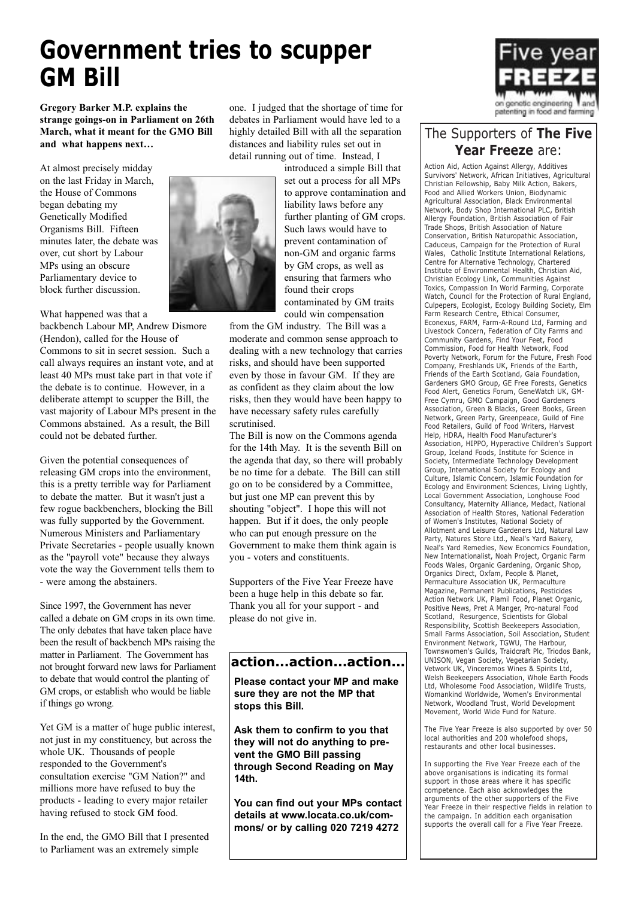# Government tries to scupper GM Bill

**Gregory Barker M.P. explains the strange goings-on in Parliament on 26th March, what it meant for the GMO Bill and what happens next…**

At almost precisely midday on the last Friday in March, the House of Commons began debating my Genetically Modified Organisms Bill. Fifteen minutes later, the debate was over, cut short by Labour MPs using an obscure Parliamentary device to block further discussion.

What happened was that a backbench Labour MP, Andrew Dismore (Hendon), called for the House of Commons to sit in secret session. Such a call always requires an instant vote, and at least 40 MPs must take part in that vote if the debate is to continue. However, in a deliberate attempt to scupper the Bill, the vast majority of Labour MPs present in the Commons abstained. As a result, the Bill could not be debated further.

Given the potential consequences of releasing GM crops into the environment, this is a pretty terrible way for Parliament to debate the matter. But it wasn't just a few rogue backbenchers, blocking the Bill was fully supported by the Government. Numerous Ministers and Parliamentary Private Secretaries - people usually known as the "payroll vote" because they always vote the way the Government tells them to - were among the abstainers.

Since 1997, the Government has never called a debate on GM crops in its own time. The only debates that have taken place have been the result of backbench MPs raising the matter in Parliament. The Government has not brought forward new laws for Parliament to debate that would control the planting of GM crops, or establish who would be liable if things go wrong.

Yet GM is a matter of huge public interest, not just in my constituency, but across the whole UK. Thousands of people responded to the Government's consultation exercise "GM Nation?" and millions more have refused to buy the products - leading to every major retailer having refused to stock GM food.

In the end, the GMO Bill that I presented to Parliament was an extremely simple one. I judged that the shortage of time for debates in Parliament would have led to a highly detailed Bill with all the separation distances and liability rules set out in detail running out of time. Instead, I introduced a simple Bill that set out a process for all MPs to approve contamination and liability laws before any further planting of GM crops. Such laws would have to prevent contamination of non-GM and organic farms by GM crops, as well as ensuring that farmers who found their crops contaminated by GM traits could win compensation from the GM industry. The Bill was a moderate and common sense approach to dealing with a new technology that carries risks, and should have been supported even by those in favour GM. If they are as confident as they claim about the low risks, then they would have been happy to have necessary safety rules carefully scrutinised.

The Bill is now on the Commons agenda for the 14th May. It is the seventh Bill on the agenda that day, so there will probably be no time for a debate. The Bill can still go on to be considered by a Committee, but just one MP can prevent this by shouting "object". I hope this will not happen. But if it does, the only people who can put enough pressure on the Government to make them think again is you - voters and constituents.

Supporters of the Five Year Freeze have been a huge help in this debate so far. Thank you all for your support - and please do not give in.

## action…action…action…

**Please contact your MP and make sure they are not the MP that stops this Bill.**

**Ask them to confirm to you that they will not do anything to prevent the GMO Bill passing through Second Reading on May 14th.**

**You can find out your MPs contact details at www.locata.co.uk/commons/ or by calling 020 7219 4272**

Five year FREEZE on genetic engineering and patenting in food and farming

## The Supporters of **The Five Year Freeze** are:

Action Aid, Action Against Allergy, Additives Survivors' Network, African Initiatives, Agricultural Christian Fellowship, Baby Milk Action, Bakers, Food and Allied Workers Union, Biodynamic Agricultural Association, Black Environmental Network, Body Shop International PLC, British Allergy Foundation, British Association of Fair Trade Shops, British Association of Nature Conservation, British Naturopathic Association, Caduceus, Campaign for the Protection of Rural Wales, Catholic Institute International Relations, Centre for Alternative Technology, Chartered Institute of Environmental Health, Christian Aid, Christian Ecology Link, Communities Against Toxics, Compassion In World Farming, Corporate Watch, Council for the Protection of Rural England, Culpepers, Ecologist, Ecology Building Society, Elm Farm Research Centre, Ethical Consumer, Econexus, FARM, Farm-A-Round Ltd, Farming and Livestock Concern, Federation of City Farms and Community Gardens, Find Your Feet, Food Commission, Food for Health Network, Food Poverty Network, Forum for the Future, Fresh Food Company, Freshlands UK, Friends of the Earth, Friends of the Earth Scotland, Gaia Foundation, Gardeners GMO Group, GE Free Forests, Genetics Food Alert, Genetics Forum, GeneWatch UK, GM-Free Cymru, GMO Campaign, Good Gardeners Association, Green & Blacks, Green Books, Green Network, Green Party, Greenpeace, Guild of Fine Food Retailers, Guild of Food Writers, Harvest Help, HDRA, Health Food Manufacturer's Association, HIPPO, Hyperactive Children's Support Group, Iceland Foods, Institute for Science in Society, Intermediate Technology Development Group, International Society for Ecology and Culture, Islamic Concern, Islamic Foundation for Ecology and Environment Sciences, Living Lightly, Local Government Association, Longhouse Food Consultancy, Maternity Alliance, Medact, National Association of Health Stores, National Federation of Women's Institutes, National Society of Allotment and Leisure Gardeners Ltd, Natural Law Party, Natures Store Ltd., Neal's Yard Bakery, Neal's Yard Remedies, New Economics Foundation, New Internationalist, Noah Project, Organic Farm Foods Wales, Organic Gardening, Organic Shop, Organics Direct, Oxfam, People & Planet, Permaculture Association UK, Permaculture Magazine, Permanent Publications, Pesticides Action Network UK, Plamil Food, Planet Organic, Positive News, Pret A Manger, Pro-natural Food Scotland, Resurgence, Scientists for Global Responsibility, Scottish Beekeepers Association, Small Farms Association, Soil Association, Student Environment Network, TGWU, The Harbour, Townswomen's Guilds, Traidcraft Plc, Triodos Bank, UNISON, Vegan Society, Vegetarian Society, Vetwork UK, Vinceremos Wines & Spirits Ltd, Welsh Beekeepers Association, Whole Earth Foods Ltd, Wholesome Food Association, Wildlife Trusts, Womankind Worldwide, Women's Environmental Network, Woodland Trust, World Development Movement, World Wide Fund for Nature.

The Five Year Freeze is also supported by over 50 local authorities and 200 wholefood shops, restaurants and other local businesses.

In supporting the Five Year Freeze each of the above organisations is indicating its formal support in those areas where it has specific competence. Each also acknowledges the arguments of the other supporters of the Five Year Freeze in their respective fields in relation to the campaign. In addition each organisation supports the overall call for a Five Year Freeze.